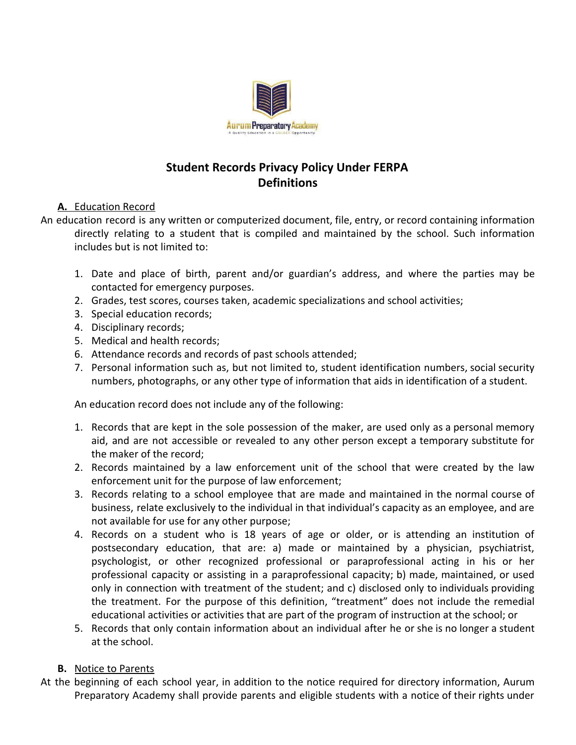# Student Records Privacy Policy Under FERPA
## Definitions

**A.** Education Record

An education record is any written or computerized document, file, entry, or record containing information directly relating to a student that is compiled and maintained by the school. Such information includes but is not limited to:

1. Date and place of birth, parent and/or guardian's address, and where the parties may be contacted for emergency purposes.
2. Grades, test scores, courses taken, academic specializations and school activities;
3. Special education records;
4. Disciplinary records;
5. Medical and health records;
6. Attendance records and records of past schools attended;
7. Personal information such as, but not limited to, student identification numbers, social security numbers, photographs, or any other type of information that aids in identification of a student.

An education record does not include any of the following:

1. Records that are kept in the sole possession of the maker, are used only as a personal memory aid, and are not accessible or revealed to any other person except a temporary substitute for the maker of the record;
2. Records maintained by a law enforcement unit of the school that were created by the law enforcement unit for the purpose of law enforcement;
3. Records relating to a school employee that are made and maintained in the normal course of business, relate exclusively to the individual in that individual's capacity as an employee, and are not available for use for any other purpose;
4. Records on a student who is 18 years of age or older, or is attending an institution of postsecondary education, that are: a) made or maintained by a physician, psychiatrist, psychologist, or other recognized professional or paraprofessional acting in his or her professional capacity or assisting in a paraprofessional capacity; b) made, maintained, or used only in connection with treatment of the student; and c) disclosed only to individuals providing the treatment. For the purpose of this definition, "treatment" does not include the remedial educational activities or activities that are part of the program of instruction at the school; or
5. Records that only contain information about an individual after he or she is no longer a student at the school.

**B.** Notice to Parents

At the beginning of each school year, in addition to the notice required for directory information, Aurum Preparatory Academy shall provide parents and eligible students with a notice of their rights under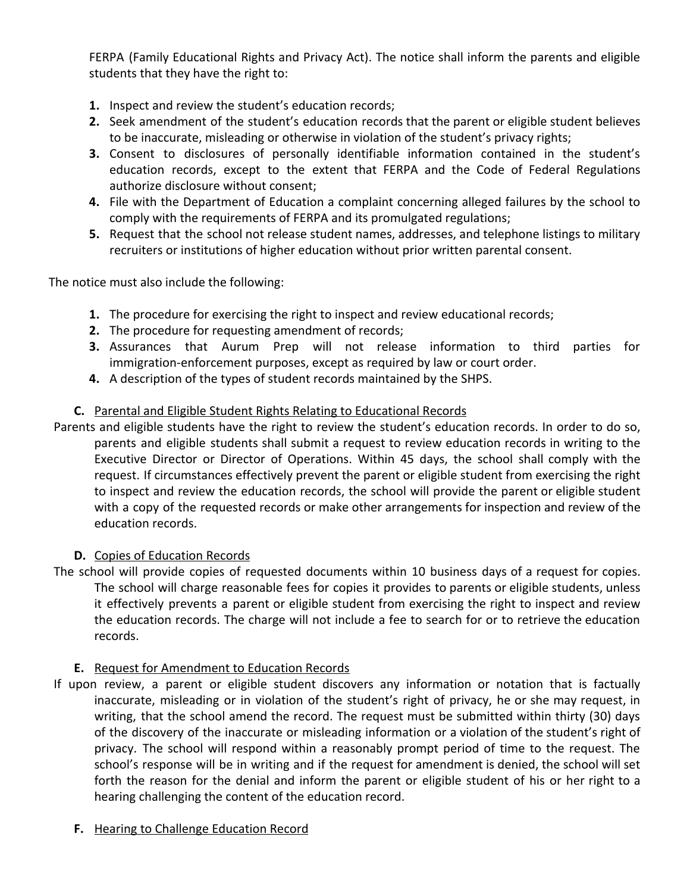FERPA (Family Educational Rights and Privacy Act). The notice shall inform the parents and eligible students that they have the right to:

1. Inspect and review the student's education records;
2. Seek amendment of the student's education records that the parent or eligible student believes to be inaccurate, misleading or otherwise in violation of the student's privacy rights;
3. Consent to disclosures of personally identifiable information contained in the student's education records, except to the extent that FERPA and the Code of Federal Regulations authorize disclosure without consent;
4. File with the Department of Education a complaint concerning alleged failures by the school to comply with the requirements of FERPA and its promulgated regulations;
5. Request that the school not release student names, addresses, and telephone listings to military recruiters or institutions of higher education without prior written parental consent.

The notice must also include the following:

1. The procedure for exercising the right to inspect and review educational records;
2. The procedure for requesting amendment of records;
3. Assurances that Aurum Prep will not release information to third parties for immigration-enforcement purposes, except as required by law or court order.
4. A description of the types of student records maintained by the SHPS.

**C.** Parental and Eligible Student Rights Relating to Educational Records

Parents and eligible students have the right to review the student's education records. In order to do so, parents and eligible students shall submit a request to review education records in writing to the Executive Director or Director of Operations. Within 45 days, the school shall comply with the request. If circumstances effectively prevent the parent or eligible student from exercising the right to inspect and review the education records, the school will provide the parent or eligible student with a copy of the requested records or make other arrangements for inspection and review of the education records.

**D.** Copies of Education Records

The school will provide copies of requested documents within 10 business days of a request for copies. The school will charge reasonable fees for copies it provides to parents or eligible students, unless it effectively prevents a parent or eligible student from exercising the right to inspect and review the education records. The charge will not include a fee to search for or to retrieve the education records.

**E.** Request for Amendment to Education Records

If upon review, a parent or eligible student discovers any information or notation that is factually inaccurate, misleading or in violation of the student's right of privacy, he or she may request, in writing, that the school amend the record. The request must be submitted within thirty (30) days of the discovery of the inaccurate or misleading information or a violation of the student's right of privacy. The school will respond within a reasonably prompt period of time to the request. The school's response will be in writing and if the request for amendment is denied, the school will set forth the reason for the denial and inform the parent or eligible student of his or her right to a hearing challenging the content of the education record.

**F.** Hearing to Challenge Education Record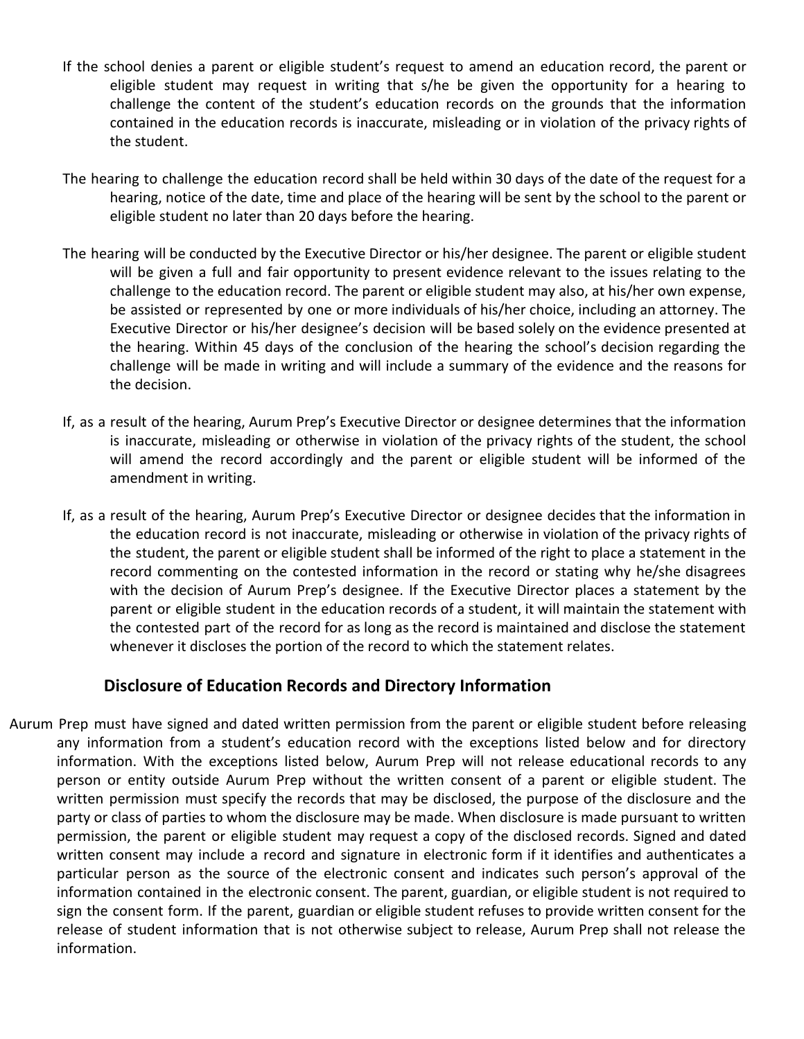If the school denies a parent or eligible student's request to amend an education record, the parent or eligible student may request in writing that s/he be given the opportunity for a hearing to challenge the content of the student's education records on the grounds that the information contained in the education records is inaccurate, misleading or in violation of the privacy rights of the student.

The hearing to challenge the education record shall be held within 30 days of the date of the request for a hearing, notice of the date, time and place of the hearing will be sent by the school to the parent or eligible student no later than 20 days before the hearing.

The hearing will be conducted by the Executive Director or his/her designee. The parent or eligible student will be given a full and fair opportunity to present evidence relevant to the issues relating to the challenge to the education record. The parent or eligible student may also, at his/her own expense, be assisted or represented by one or more individuals of his/her choice, including an attorney. The Executive Director or his/her designee's decision will be based solely on the evidence presented at the hearing. Within 45 days of the conclusion of the hearing the school's decision regarding the challenge will be made in writing and will include a summary of the evidence and the reasons for the decision.

If, as a result of the hearing, Aurum Prep's Executive Director or designee determines that the information is inaccurate, misleading or otherwise in violation of the privacy rights of the student, the school will amend the record accordingly and the parent or eligible student will be informed of the amendment in writing.

If, as a result of the hearing, Aurum Prep's Executive Director or designee decides that the information in the education record is not inaccurate, misleading or otherwise in violation of the privacy rights of the student, the parent or eligible student shall be informed of the right to place a statement in the record commenting on the contested information in the record or stating why he/she disagrees with the decision of Aurum Prep's designee. If the Executive Director places a statement by the parent or eligible student in the education records of a student, it will maintain the statement with the contested part of the record for as long as the record is maintained and disclose the statement whenever it discloses the portion of the record to which the statement relates.

## Disclosure of Education Records and Directory Information

Aurum Prep must have signed and dated written permission from the parent or eligible student before releasing any information from a student's education record with the exceptions listed below and for directory information. With the exceptions listed below, Aurum Prep will not release educational records to any person or entity outside Aurum Prep without the written consent of a parent or eligible student. The written permission must specify the records that may be disclosed, the purpose of the disclosure and the party or class of parties to whom the disclosure may be made. When disclosure is made pursuant to written permission, the parent or eligible student may request a copy of the disclosed records. Signed and dated written consent may include a record and signature in electronic form if it identifies and authenticates a particular person as the source of the electronic consent and indicates such person's approval of the information contained in the electronic consent. The parent, guardian, or eligible student is not required to sign the consent form. If the parent, guardian or eligible student refuses to provide written consent for the release of student information that is not otherwise subject to release, Aurum Prep shall not release the information.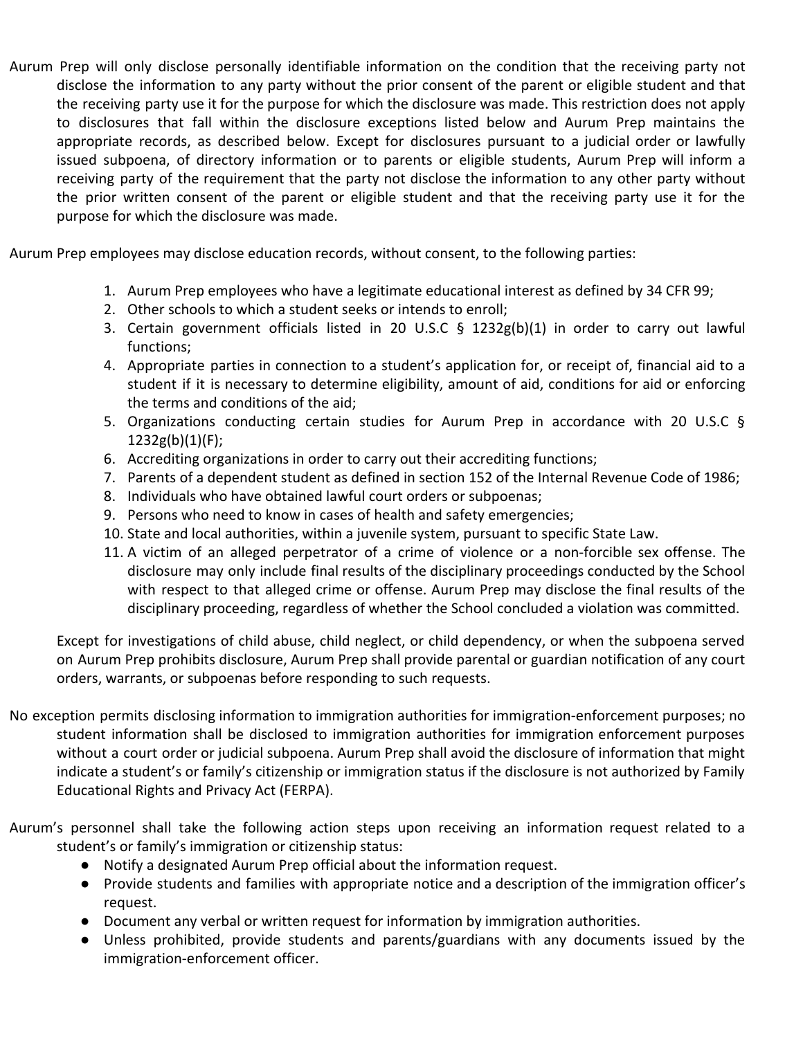Aurum Prep will only disclose personally identifiable information on the condition that the receiving party not disclose the information to any party without the prior consent of the parent or eligible student and that the receiving party use it for the purpose for which the disclosure was made. This restriction does not apply to disclosures that fall within the disclosure exceptions listed below and Aurum Prep maintains the appropriate records, as described below. Except for disclosures pursuant to a judicial order or lawfully issued subpoena, of directory information or to parents or eligible students, Aurum Prep will inform a receiving party of the requirement that the party not disclose the information to any other party without the prior written consent of the parent or eligible student and that the receiving party use it for the purpose for which the disclosure was made.

Aurum Prep employees may disclose education records, without consent, to the following parties:

1. Aurum Prep employees who have a legitimate educational interest as defined by 34 CFR 99;
2. Other schools to which a student seeks or intends to enroll;
3. Certain government officials listed in 20 U.S.C § 1232g(b)(1) in order to carry out lawful functions;
4. Appropriate parties in connection to a student's application for, or receipt of, financial aid to a student if it is necessary to determine eligibility, amount of aid, conditions for aid or enforcing the terms and conditions of the aid;
5. Organizations conducting certain studies for Aurum Prep in accordance with 20 U.S.C § 1232g(b)(1)(F);
6. Accrediting organizations in order to carry out their accrediting functions;
7. Parents of a dependent student as defined in section 152 of the Internal Revenue Code of 1986;
8. Individuals who have obtained lawful court orders or subpoenas;
9. Persons who need to know in cases of health and safety emergencies;
10. State and local authorities, within a juvenile system, pursuant to specific State Law.
11. A victim of an alleged perpetrator of a crime of violence or a non-forcible sex offense. The disclosure may only include final results of the disciplinary proceedings conducted by the School with respect to that alleged crime or offense. Aurum Prep may disclose the final results of the disciplinary proceeding, regardless of whether the School concluded a violation was committed.

Except for investigations of child abuse, child neglect, or child dependency, or when the subpoena served on Aurum Prep prohibits disclosure, Aurum Prep shall provide parental or guardian notification of any court orders, warrants, or subpoenas before responding to such requests.

No exception permits disclosing information to immigration authorities for immigration-enforcement purposes; no student information shall be disclosed to immigration authorities for immigration enforcement purposes without a court order or judicial subpoena. Aurum Prep shall avoid the disclosure of information that might indicate a student's or family's citizenship or immigration status if the disclosure is not authorized by Family Educational Rights and Privacy Act (FERPA).

Aurum's personnel shall take the following action steps upon receiving an information request related to a student's or family's immigration or citizenship status:

- Notify a designated Aurum Prep official about the information request.
- Provide students and families with appropriate notice and a description of the immigration officer's request.
- Document any verbal or written request for information by immigration authorities.
- Unless prohibited, provide students and parents/guardians with any documents issued by the immigration-enforcement officer.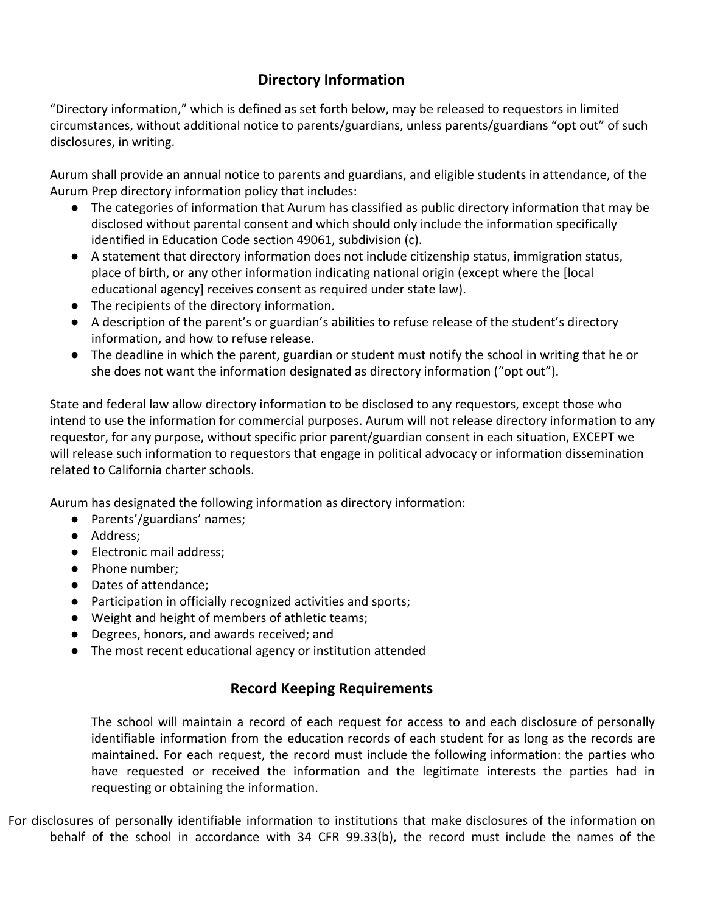## Directory Information

"Directory information," which is defined as set forth below, may be released to requestors in limited circumstances, without additional notice to parents/guardians, unless parents/guardians "opt out" of such disclosures, in writing.

Aurum shall provide an annual notice to parents and guardians, and eligible students in attendance, of the Aurum Prep directory information policy that includes:

- The categories of information that Aurum has classified as public directory information that may be disclosed without parental consent and which should only include the information specifically identified in Education Code section 49061, subdivision (c).
- A statement that directory information does not include citizenship status, immigration status, place of birth, or any other information indicating national origin (except where the [local educational agency] receives consent as required under state law).
- The recipients of the directory information.
- A description of the parent's or guardian's abilities to refuse release of the student's directory information, and how to refuse release.
- The deadline in which the parent, guardian or student must notify the school in writing that he or she does not want the information designated as directory information ("opt out").

State and federal law allow directory information to be disclosed to any requestors, except those who intend to use the information for commercial purposes. Aurum will not release directory information to any requestor, for any purpose, without specific prior parent/guardian consent in each situation, EXCEPT we will release such information to requestors that engage in political advocacy or information dissemination related to California charter schools.

Aurum has designated the following information as directory information:

- Parents'/guardians' names;
- Address;
- Electronic mail address;
- Phone number;
- Dates of attendance;
- Participation in officially recognized activities and sports;
- Weight and height of members of athletic teams;
- Degrees, honors, and awards received; and
- The most recent educational agency or institution attended

## Record Keeping Requirements

The school will maintain a record of each request for access to and each disclosure of personally identifiable information from the education records of each student for as long as the records are maintained. For each request, the record must include the following information: the parties who have requested or received the information and the legitimate interests the parties had in requesting or obtaining the information.

For disclosures of personally identifiable information to institutions that make disclosures of the information on behalf of the school in accordance with 34 CFR 99.33(b), the record must include the names of the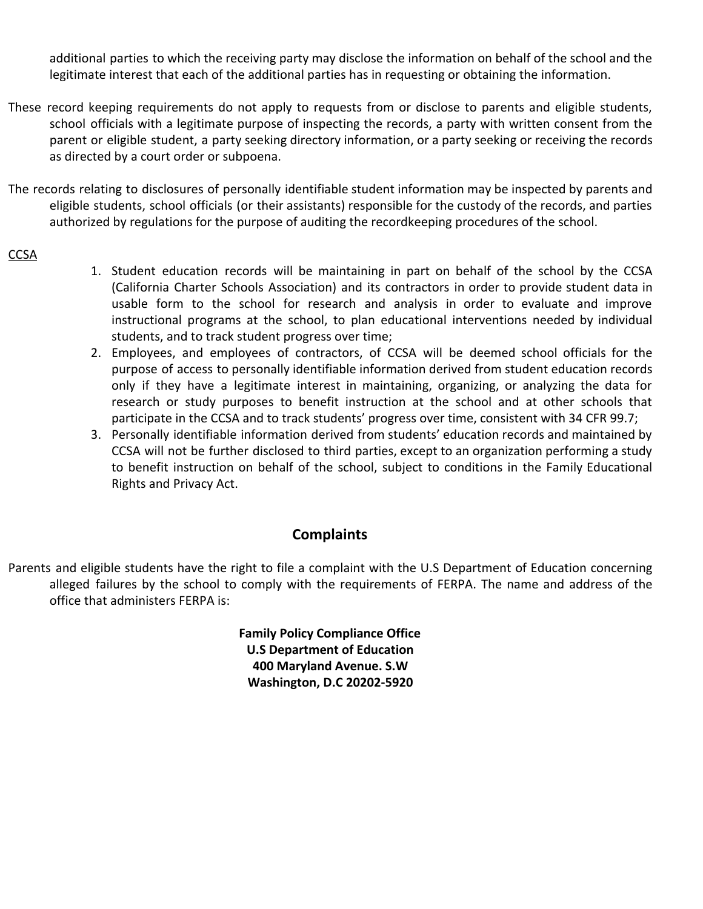additional parties to which the receiving party may disclose the information on behalf of the school and the legitimate interest that each of the additional parties has in requesting or obtaining the information.

These record keeping requirements do not apply to requests from or disclose to parents and eligible students, school officials with a legitimate purpose of inspecting the records, a party with written consent from the parent or eligible student, a party seeking directory information, or a party seeking or receiving the records as directed by a court order or subpoena.

The records relating to disclosures of personally identifiable student information may be inspected by parents and eligible students, school officials (or their assistants) responsible for the custody of the records, and parties authorized by regulations for the purpose of auditing the recordkeeping procedures of the school.

<u>CCSA</u>

1. Student education records will be maintaining in part on behalf of the school by the CCSA (California Charter Schools Association) and its contractors in order to provide student data in usable form to the school for research and analysis in order to evaluate and improve instructional programs at the school, to plan educational interventions needed by individual students, and to track student progress over time;
2. Employees, and employees of contractors, of CCSA will be deemed school officials for the purpose of access to personally identifiable information derived from student education records only if they have a legitimate interest in maintaining, organizing, or analyzing the data for research or study purposes to benefit instruction at the school and at other schools that participate in the CCSA and to track students' progress over time, consistent with 34 CFR 99.7;
3. Personally identifiable information derived from students' education records and maintained by CCSA will not be further disclosed to third parties, except to an organization performing a study to benefit instruction on behalf of the school, subject to conditions in the Family Educational Rights and Privacy Act.

## Complaints

Parents and eligible students have the right to file a complaint with the U.S Department of Education concerning alleged failures by the school to comply with the requirements of FERPA. The name and address of the office that administers FERPA is:

**Family Policy Compliance Office**
**U.S Department of Education**
**400 Maryland Avenue. S.W**
**Washington, D.C 20202-5920**